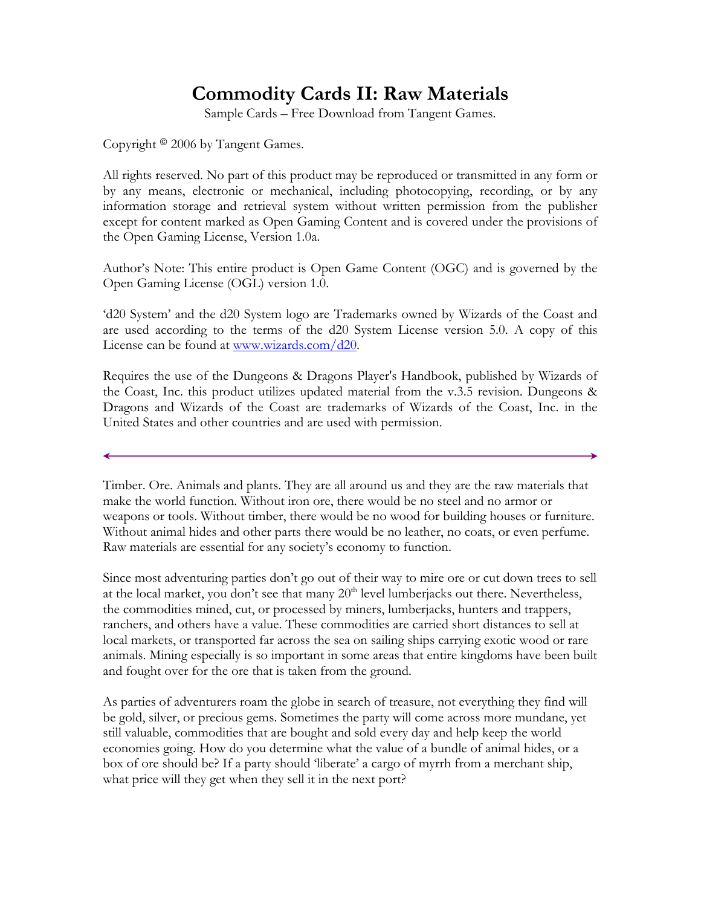# Commodity Cards II: Raw Materials

Sample Cards – Free Download from Tangent Games.

Copyright © 2006 by Tangent Games.

All rights reserved. No part of this product may be reproduced or transmitted in any form or by any means, electronic or mechanical, including photocopying, recording, or by any information storage and retrieval system without written permission from the publisher except for content marked as Open Gaming Content and is covered under the provisions of the Open Gaming License, Version 1.0a.

Author's Note: This entire product is Open Game Content (OGC) and is governed by the Open Gaming License (OGL) version 1.0.

'd20 System' and the d20 System logo are Trademarks owned by Wizards of the Coast and are used according to the terms of the d20 System License version 5.0. A copy of this License can be found at [www.wizards.com/d20](www.wizards.com/d20).

Requires the use of the Dungeons & Dragons Player's Handbook, published by Wizards of the Coast, Inc. this product utilizes updated material from the v.3.5 revision. Dungeons & Dragons and Wizards of the Coast are trademarks of Wizards of the Coast, Inc. in the United States and other countries and are used with permission.

---

Timber. Ore. Animals and plants. They are all around us and they are the raw materials that make the world function. Without iron ore, there would be no steel and no armor or weapons or tools. Without timber, there would be no wood for building houses or furniture. Without animal hides and other parts there would be no leather, no coats, or even perfume. Raw materials are essential for any society's economy to function.

Since most adventuring parties don't go out of their way to mire ore or cut down trees to sell at the local market, you don't see that many 20th level lumberjacks out there. Nevertheless, the commodities mined, cut, or processed by miners, lumberjacks, hunters and trappers, ranchers, and others have a value. These commodities are carried short distances to sell at local markets, or transported far across the sea on sailing ships carrying exotic wood or rare animals. Mining especially is so important in some areas that entire kingdoms have been built and fought over for the ore that is taken from the ground.

As parties of adventurers roam the globe in search of treasure, not everything they find will be gold, silver, or precious gems. Sometimes the party will come across more mundane, yet still valuable, commodities that are bought and sold every day and help keep the world economies going. How do you determine what the value of a bundle of animal hides, or a box of ore should be? If a party should 'liberate' a cargo of myrrh from a merchant ship, what price will they get when they sell it in the next port?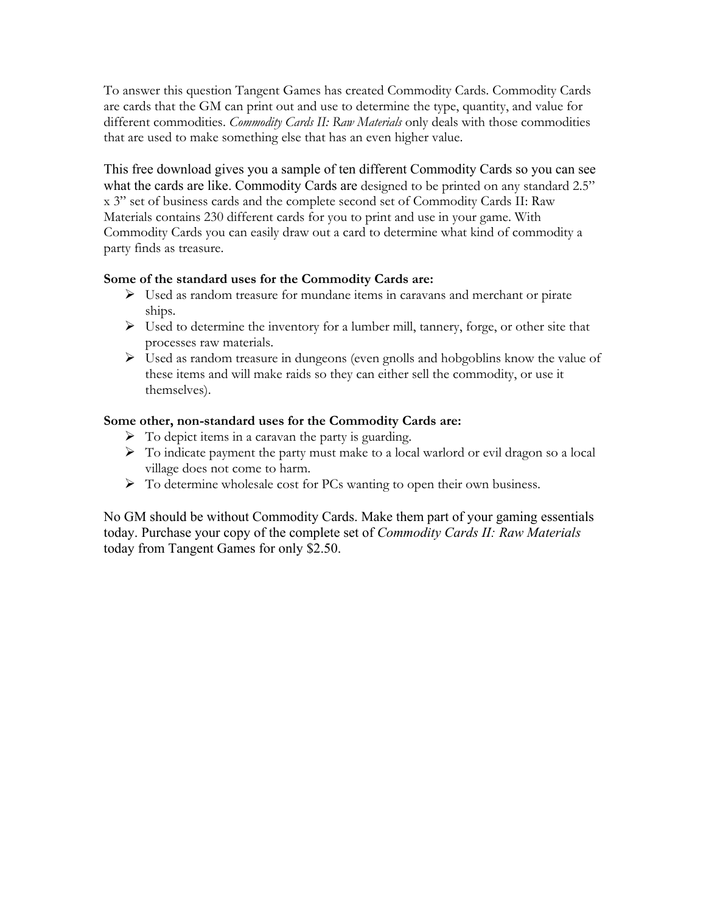To answer this question Tangent Games has created Commodity Cards. Commodity Cards are cards that the GM can print out and use to determine the type, quantity, and value for different commodities. *Commodity Cards II: Raw Materials* only deals with those commodities that are used to make something else that has an even higher value.

This free download gives you a sample of ten different Commodity Cards so you can see what the cards are like. Commodity Cards are designed to be printed on any standard 2.5" x 3" set of business cards and the complete second set of Commodity Cards II: Raw Materials contains 230 different cards for you to print and use in your game. With Commodity Cards you can easily draw out a card to determine what kind of commodity a party finds as treasure.

**Some of the standard uses for the Commodity Cards are:**

- Used as random treasure for mundane items in caravans and merchant or pirate ships.
- Used to determine the inventory for a lumber mill, tannery, forge, or other site that processes raw materials.
- Used as random treasure in dungeons (even gnolls and hobgoblins know the value of these items and will make raids so they can either sell the commodity, or use it themselves).

**Some other, non-standard uses for the Commodity Cards are:**

- To depict items in a caravan the party is guarding.
- To indicate payment the party must make to a local warlord or evil dragon so a local village does not come to harm.
- To determine wholesale cost for PCs wanting to open their own business.

No GM should be without Commodity Cards. Make them part of your gaming essentials today. Purchase your copy of the complete set of *Commodity Cards II: Raw Materials* today from Tangent Games for only $2.50.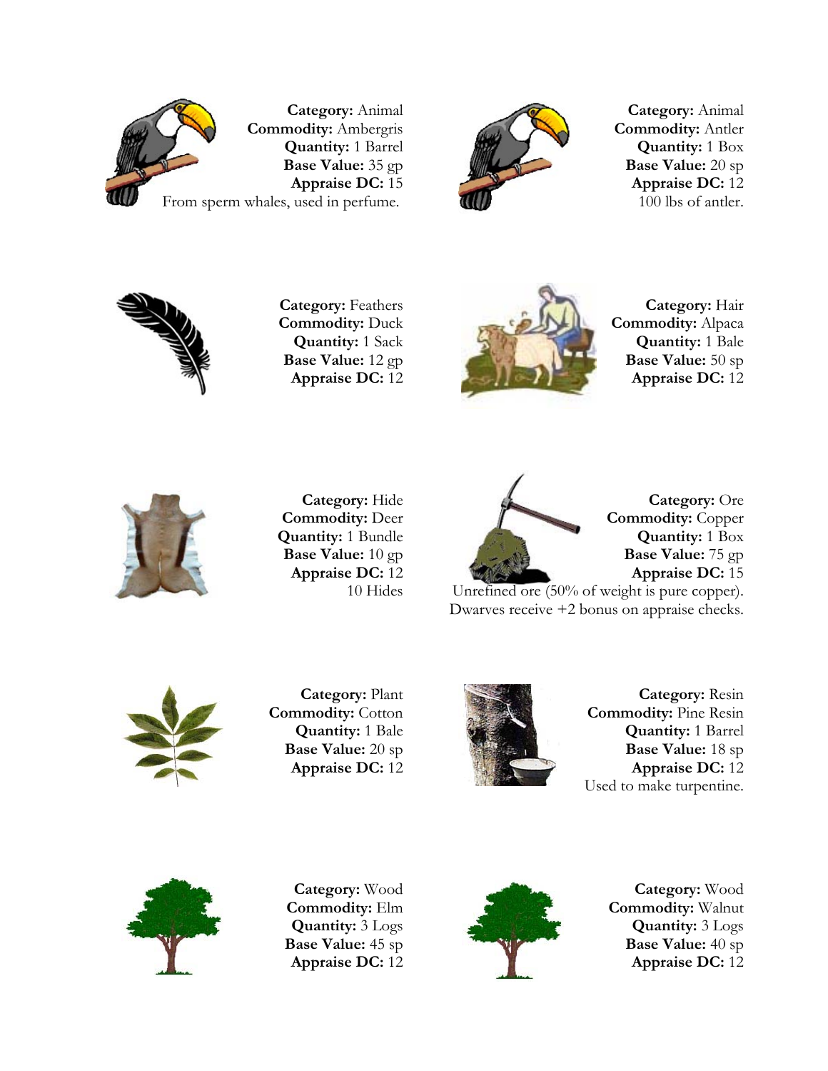**Category:** Animal
**Commodity:** Ambergris
**Quantity:** 1 Barrel
**Base Value:** 35 gp
**Appraise DC:** 15
From sperm whales, used in perfume.

**Category:** Animal
**Commodity:** Antler
**Quantity:** 1 Box
**Base Value:** 20 sp
**Appraise DC:** 12
100 lbs of antler.

**Category:** Feathers
**Commodity:** Duck
**Quantity:** 1 Sack
**Base Value:** 12 gp
**Appraise DC:** 12

**Category:** Hair
**Commodity:** Alpaca
**Quantity:** 1 Bale
**Base Value:** 50 sp
**Appraise DC:** 12

**Category:** Hide
**Commodity:** Deer
**Quantity:** 1 Bundle
**Base Value:** 10 gp
**Appraise DC:** 12
10 Hides

**Category:** Ore
**Commodity:** Copper
**Quantity:** 1 Box
**Base Value:** 75 gp
**Appraise DC:** 15
Unrefined ore (50% of weight is pure copper). Dwarves receive +2 bonus on appraise checks.

**Category:** Plant
**Commodity:** Cotton
**Quantity:** 1 Bale
**Base Value:** 20 sp
**Appraise DC:** 12

**Category:** Resin
**Commodity:** Pine Resin
**Quantity:** 1 Barrel
**Base Value:** 18 sp
**Appraise DC:** 12
Used to make turpentine.

**Category:** Wood
**Commodity:** Elm
**Quantity:** 3 Logs
**Base Value:** 45 sp
**Appraise DC:** 12

**Category:** Wood
**Commodity:** Walnut
**Quantity:** 3 Logs
**Base Value:** 40 sp
**Appraise DC:** 12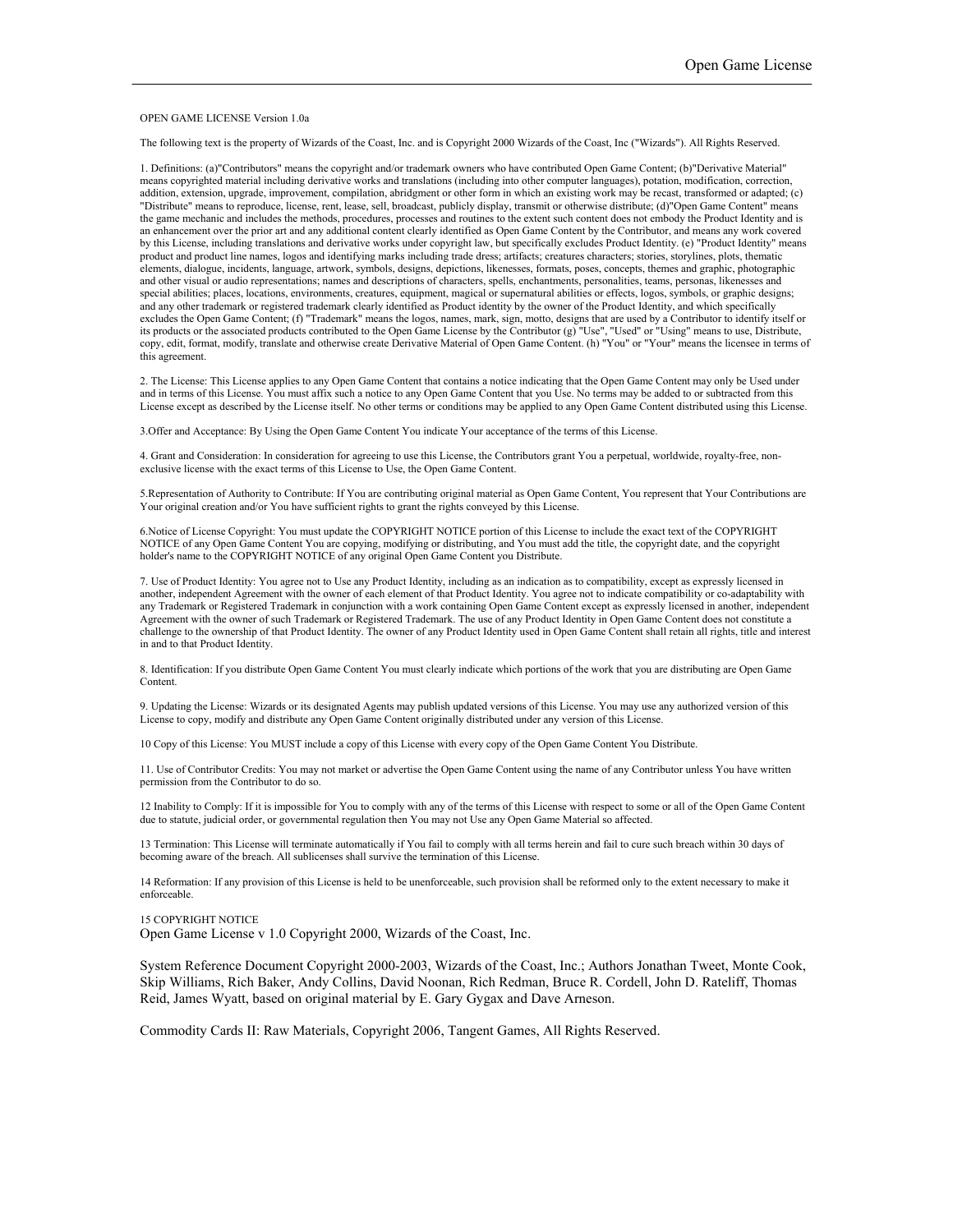OPEN GAME LICENSE Version 1.0a

The following text is the property of Wizards of the Coast, Inc. and is Copyright 2000 Wizards of the Coast, Inc ("Wizards"). All Rights Reserved.

1. Definitions: (a)"Contributors" means the copyright and/or trademark owners who have contributed Open Game Content; (b)"Derivative Material" means copyrighted material including derivative works and translations (including into other computer languages), potation, modification, correction, addition, extension, upgrade, improvement, compilation, abridgment or other form in which an existing work may be recast, transformed or adapted; (c) "Distribute" means to reproduce, license, rent, lease, sell, broadcast, publicly display, transmit or otherwise distribute; (d)"Open Game Content" means the game mechanic and includes the methods, procedures, processes and routines to the extent such content does not embody the Product Identity and is an enhancement over the prior art and any additional content clearly identified as Open Game Content by the Contributor, and means any work covered by this License, including translations and derivative works under copyright law, but specifically excludes Product Identity. (e) "Product Identity" means product and product line names, logos and identifying marks including trade dress; artifacts; creatures characters; stories, storylines, plots, thematic elements, dialogue, incidents, language, artwork, symbols, designs, depictions, likenesses, formats, poses, concepts, themes and graphic, photographic and other visual or audio representations; names and descriptions of characters, spells, enchantments, personalities, teams, personas, likenesses and special abilities; places, locations, environments, creatures, equipment, magical or supernatural abilities or effects, logos, symbols, or graphic designs; and any other trademark or registered trademark clearly identified as Product identity by the owner of the Product Identity, and which specifically excludes the Open Game Content; (f) "Trademark" means the logos, names, mark, sign, motto, designs that are used by a Contributor to identify itself or its products or the associated products contributed to the Open Game License by the Contributor (g) "Use", "Used" or "Using" means to use, Distribute, copy, edit, format, modify, translate and otherwise create Derivative Material of Open Game Content. (h) "You" or "Your" means the licensee in terms of this agreement.

2. The License: This License applies to any Open Game Content that contains a notice indicating that the Open Game Content may only be Used under and in terms of this License. You must affix such a notice to any Open Game Content that you Use. No terms may be added to or subtracted from this License except as described by the License itself. No other terms or conditions may be applied to any Open Game Content distributed using this License.

3.Offer and Acceptance: By Using the Open Game Content You indicate Your acceptance of the terms of this License.

4. Grant and Consideration: In consideration for agreeing to use this License, the Contributors grant You a perpetual, worldwide, royalty-free, non-exclusive license with the exact terms of this License to Use, the Open Game Content.

5.Representation of Authority to Contribute: If You are contributing original material as Open Game Content, You represent that Your Contributions are Your original creation and/or You have sufficient rights to grant the rights conveyed by this License.

6.Notice of License Copyright: You must update the COPYRIGHT NOTICE portion of this License to include the exact text of the COPYRIGHT NOTICE of any Open Game Content You are copying, modifying or distributing, and You must add the title, the copyright date, and the copyright holder's name to the COPYRIGHT NOTICE of any original Open Game Content you Distribute.

7. Use of Product Identity: You agree not to Use any Product Identity, including as an indication as to compatibility, except as expressly licensed in another, independent Agreement with the owner of each element of that Product Identity. You agree not to indicate compatibility or co-adaptability with any Trademark or Registered Trademark in conjunction with a work containing Open Game Content except as expressly licensed in another, independent Agreement with the owner of such Trademark or Registered Trademark. The use of any Product Identity in Open Game Content does not constitute a challenge to the ownership of that Product Identity. The owner of any Product Identity used in Open Game Content shall retain all rights, title and interest in and to that Product Identity.

8. Identification: If you distribute Open Game Content You must clearly indicate which portions of the work that you are distributing are Open Game Content.

9. Updating the License: Wizards or its designated Agents may publish updated versions of this License. You may use any authorized version of this License to copy, modify and distribute any Open Game Content originally distributed under any version of this License.

10 Copy of this License: You MUST include a copy of this License with every copy of the Open Game Content You Distribute.

11. Use of Contributor Credits: You may not market or advertise the Open Game Content using the name of any Contributor unless You have written permission from the Contributor to do so.

12 Inability to Comply: If it is impossible for You to comply with any of the terms of this License with respect to some or all of the Open Game Content due to statute, judicial order, or governmental regulation then You may not Use any Open Game Material so affected.

13 Termination: This License will terminate automatically if You fail to comply with all terms herein and fail to cure such breach within 30 days of becoming aware of the breach. All sublicenses shall survive the termination of this License.

14 Reformation: If any provision of this License is held to be unenforceable, such provision shall be reformed only to the extent necessary to make it enforceable.

15 COPYRIGHT NOTICE

Open Game License v 1.0 Copyright 2000, Wizards of the Coast, Inc.

System Reference Document Copyright 2000-2003, Wizards of the Coast, Inc.; Authors Jonathan Tweet, Monte Cook, Skip Williams, Rich Baker, Andy Collins, David Noonan, Rich Redman, Bruce R. Cordell, John D. Rateliff, Thomas Reid, James Wyatt, based on original material by E. Gary Gygax and Dave Arneson.

Commodity Cards II: Raw Materials, Copyright 2006, Tangent Games, All Rights Reserved.